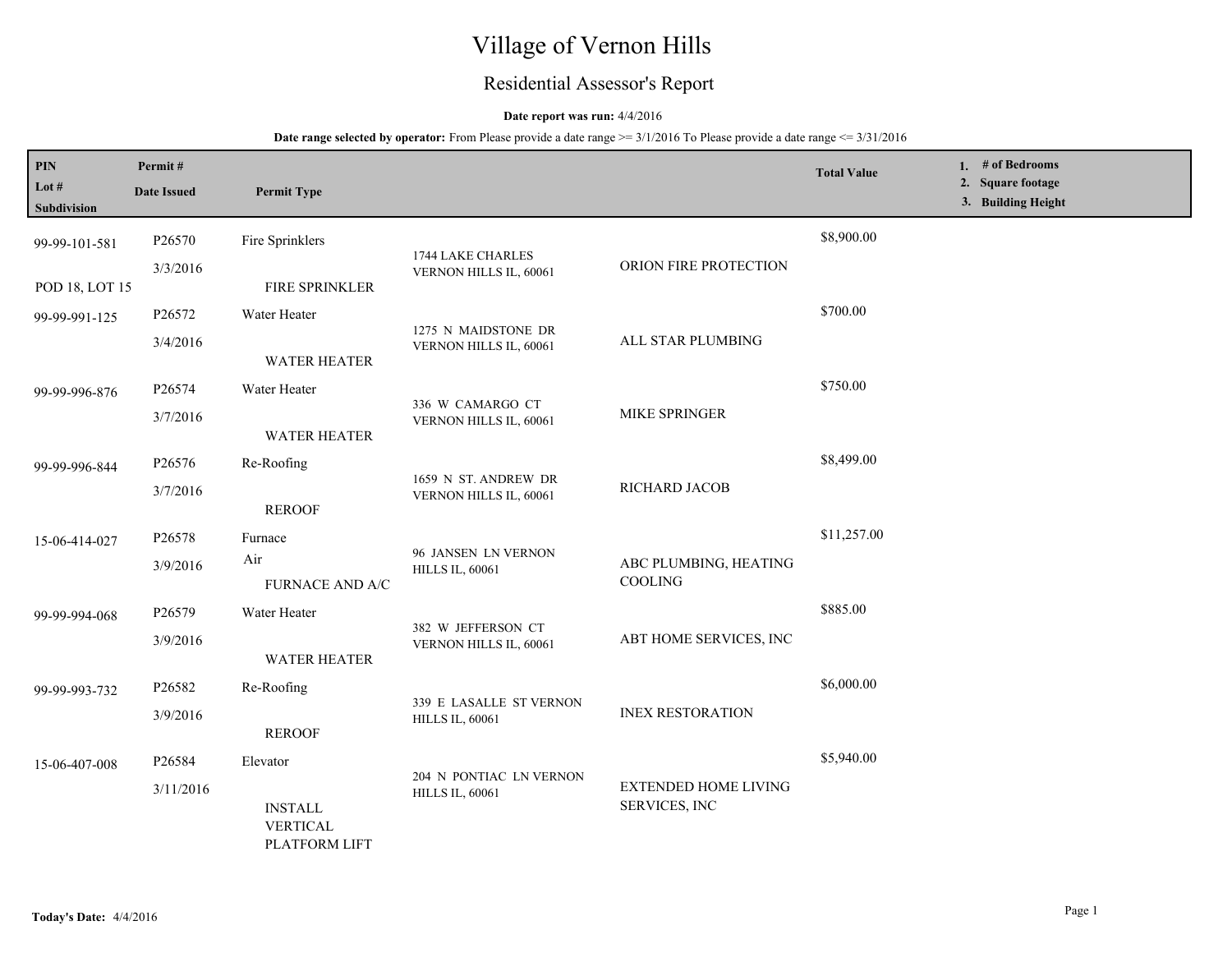# Village of Vernon Hills

## Residential Assessor's Report

**Date report was run:** 4/4/2016

**Date range selected by operator:** From Please provide a date range >= 3/1/2016 To Please provide a date range <= 3/31/2016

| PIN / Lot # / Subdivision | Permit # / Date Issued | Permit Type | Address | Contractor | Total Value | 1. # of Bedrooms 2. Square footage 3. Building Height |
|---|---|---|---|---|---|---|
| 99-99-101-581 POD 18, LOT 15 | P26570 3/3/2016 | Fire Sprinklers FIRE SPRINKLER | 1744 LAKE CHARLES VERNON HILLS IL, 60061 | ORION FIRE PROTECTION | $8,900.00 | |
| 99-99-991-125 | P26572 3/4/2016 | Water Heater WATER HEATER | 1275 N MAIDSTONE DR VERNON HILLS IL, 60061 | ALL STAR PLUMBING | $700.00 | |
| 99-99-996-876 | P26574 3/7/2016 | Water Heater WATER HEATER | 336 W CAMARGO CT VERNON HILLS IL, 60061 | MIKE SPRINGER | $750.00 | |
| 99-99-996-844 | P26576 3/7/2016 | Re-Roofing REROOF | 1659 N ST. ANDREW DR VERNON HILLS IL, 60061 | RICHARD JACOB | $8,499.00 | |
| 15-06-414-027 | P26578 3/9/2016 | Furnace Air FURNACE AND A/C | 96 JANSEN LN VERNON HILLS IL, 60061 | ABC PLUMBING, HEATING COOLING | $11,257.00 | |
| 99-99-994-068 | P26579 3/9/2016 | Water Heater WATER HEATER | 382 W JEFFERSON CT VERNON HILLS IL, 60061 | ABT HOME SERVICES, INC | $885.00 | |
| 99-99-993-732 | P26582 3/9/2016 | Re-Roofing REROOF | 339 E LASALLE ST VERNON HILLS IL, 60061 | INEX RESTORATION | $6,000.00 | |
| 15-06-407-008 | P26584 3/11/2016 | Elevator INSTALL VERTICAL PLATFORM LIFT | 204 N PONTIAC LN VERNON HILLS IL, 60061 | EXTENDED HOME LIVING SERVICES, INC | $5,940.00 | |

**Today's Date:** 4/4/2016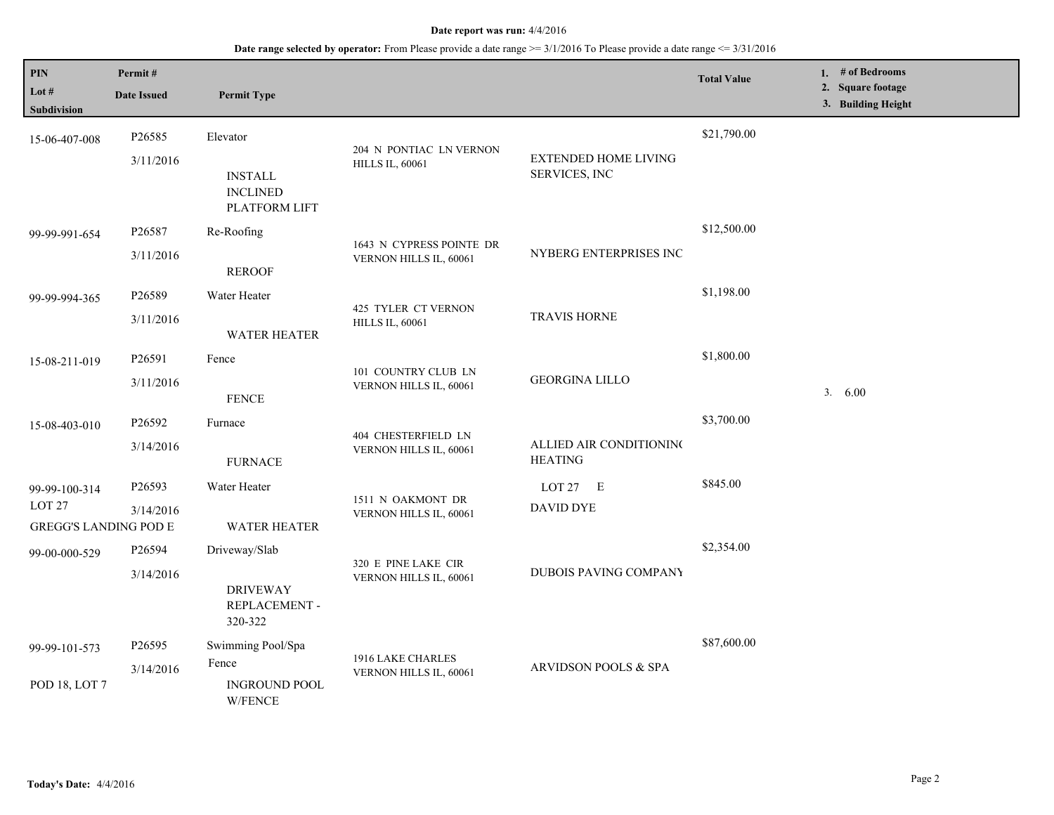**Date report was run:** 4/4/2016

**Date range selected by operator:** From Please provide a date range >= 3/1/2016 To Please provide a date range <= 3/31/2016

| PIN<br>Lot #<br>Subdivision | Permit #<br>Date Issued | Permit Type | | | Total Value | 1. # of Bedrooms<br>2. Square footage<br>3. Building Height |
|---|---|---|---|---|---|---|
| 15-06-407-008 | P26585<br>3/11/2016 | Elevator<br><br>INSTALL INCLINED PLATFORM LIFT | 204 N PONTIAC LN VERNON HILLS IL, 60061 | EXTENDED HOME LIVING SERVICES, INC | $21,790.00 | |
| 99-99-991-654 | P26587<br>3/11/2016 | Re-Roofing<br><br>REROOF | 1643 N CYPRESS POINTE DR VERNON HILLS IL, 60061 | NYBERG ENTERPRISES INC | $12,500.00 | |
| 99-99-994-365 | P26589<br>3/11/2016 | Water Heater<br><br>WATER HEATER | 425 TYLER CT VERNON HILLS IL, 60061 | TRAVIS HORNE | $1,198.00 | |
| 15-08-211-019 | P26591<br>3/11/2016 | Fence<br><br>FENCE | 101 COUNTRY CLUB LN VERNON HILLS IL, 60061 | GEORGINA LILLO | $1,800.00 | 3. 6.00 |
| 15-08-403-010 | P26592<br>3/14/2016 | Furnace<br><br>FURNACE | 404 CHESTERFIELD LN VERNON HILLS IL, 60061 | ALLIED AIR CONDITIONING HEATING | $3,700.00 | |
| 99-99-100-314<br>LOT 27<br>GREGG'S LANDING POD E | P26593<br>3/14/2016 | Water Heater<br><br>WATER HEATER | 1511 N OAKMONT DR VERNON HILLS IL, 60061 | LOT 27 E<br>DAVID DYE | $845.00 | |
| 99-00-000-529 | P26594<br>3/14/2016 | Driveway/Slab<br><br>DRIVEWAY REPLACEMENT - 320-322 | 320 E PINE LAKE CIR VERNON HILLS IL, 60061 | DUBOIS PAVING COMPANY | $2,354.00 | |
| 99-99-101-573<br><br>POD 18, LOT 7 | P26595<br>3/14/2016 | Swimming Pool/Spa<br>Fence<br>INGROUND POOL W/FENCE | 1916 LAKE CHARLES VERNON HILLS IL, 60061 | ARVIDSON POOLS & SPA | $87,600.00 | |

**Today's Date:** 4/4/2016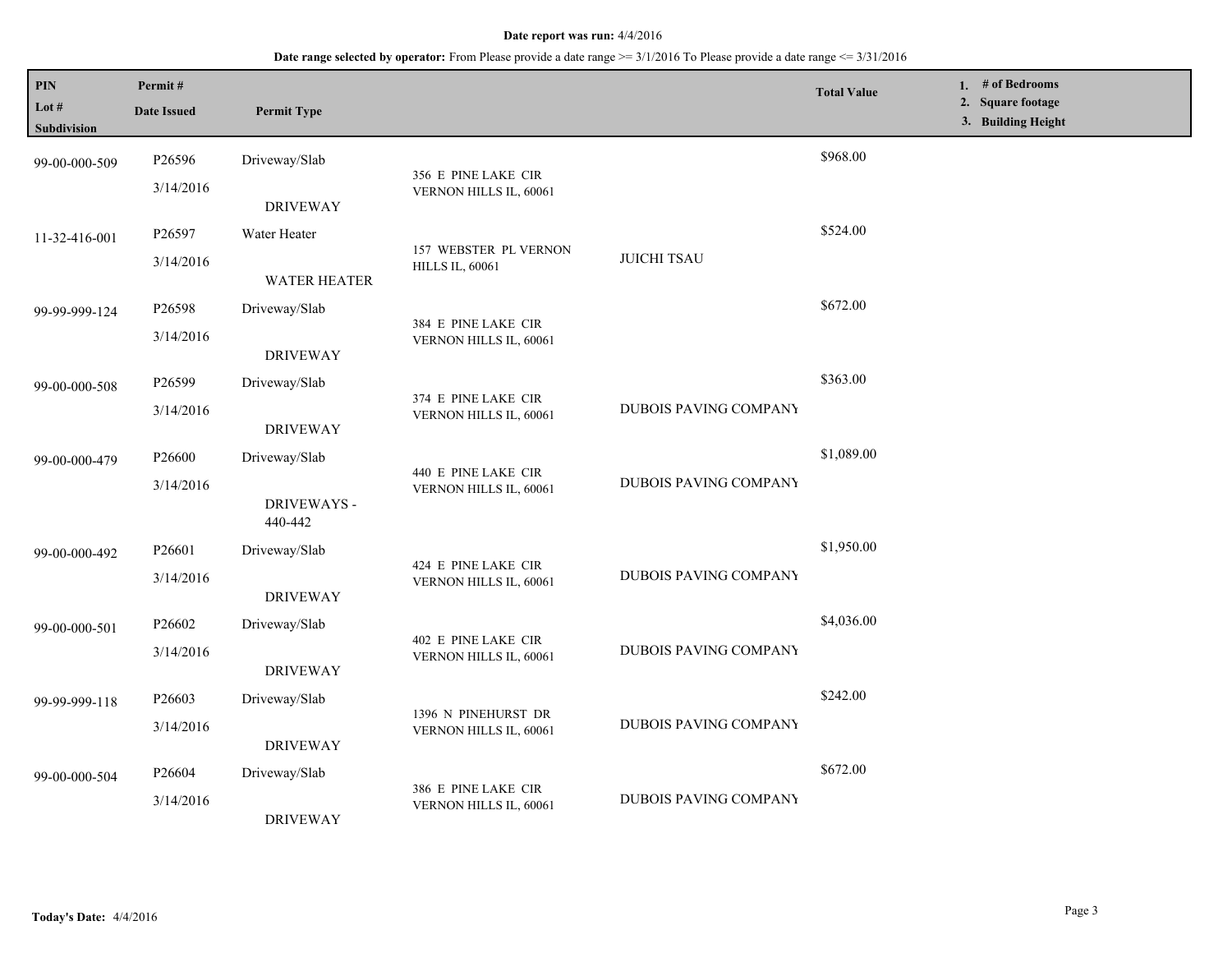**Date report was run:** 4/4/2016

**Date range selected by operator:** From Please provide a date range >= 3/1/2016 To Please provide a date range <= 3/31/2016

| PIN / Lot # / Subdivision | Permit # / Date Issued | Permit Type | | | Total Value | 1. # of Bedrooms 2. Square footage 3. Building Height |
|---|---|---|---|---|---|---|
| 99-00-000-509 | P26596 3/14/2016 | Driveway/Slab DRIVEWAY | 356 E PINE LAKE CIR VERNON HILLS IL, 60061 | | $968.00 | |
| 11-32-416-001 | P26597 3/14/2016 | Water Heater WATER HEATER | 157 WEBSTER PL VERNON HILLS IL, 60061 | JUICHI TSAU | $524.00 | |
| 99-99-999-124 | P26598 3/14/2016 | Driveway/Slab DRIVEWAY | 384 E PINE LAKE CIR VERNON HILLS IL, 60061 | | $672.00 | |
| 99-00-000-508 | P26599 3/14/2016 | Driveway/Slab DRIVEWAY | 374 E PINE LAKE CIR VERNON HILLS IL, 60061 | DUBOIS PAVING COMPANY | $363.00 | |
| 99-00-000-479 | P26600 3/14/2016 | Driveway/Slab DRIVEWAYS - 440-442 | 440 E PINE LAKE CIR VERNON HILLS IL, 60061 | DUBOIS PAVING COMPANY | $1,089.00 | |
| 99-00-000-492 | P26601 3/14/2016 | Driveway/Slab DRIVEWAY | 424 E PINE LAKE CIR VERNON HILLS IL, 60061 | DUBOIS PAVING COMPANY | $1,950.00 | |
| 99-00-000-501 | P26602 3/14/2016 | Driveway/Slab DRIVEWAY | 402 E PINE LAKE CIR VERNON HILLS IL, 60061 | DUBOIS PAVING COMPANY | $4,036.00 | |
| 99-99-999-118 | P26603 3/14/2016 | Driveway/Slab DRIVEWAY | 1396 N PINEHURST DR VERNON HILLS IL, 60061 | DUBOIS PAVING COMPANY | $242.00 | |
| 99-00-000-504 | P26604 3/14/2016 | Driveway/Slab DRIVEWAY | 386 E PINE LAKE CIR VERNON HILLS IL, 60061 | DUBOIS PAVING COMPANY | $672.00 | |

**Today's Date:** 4/4/2016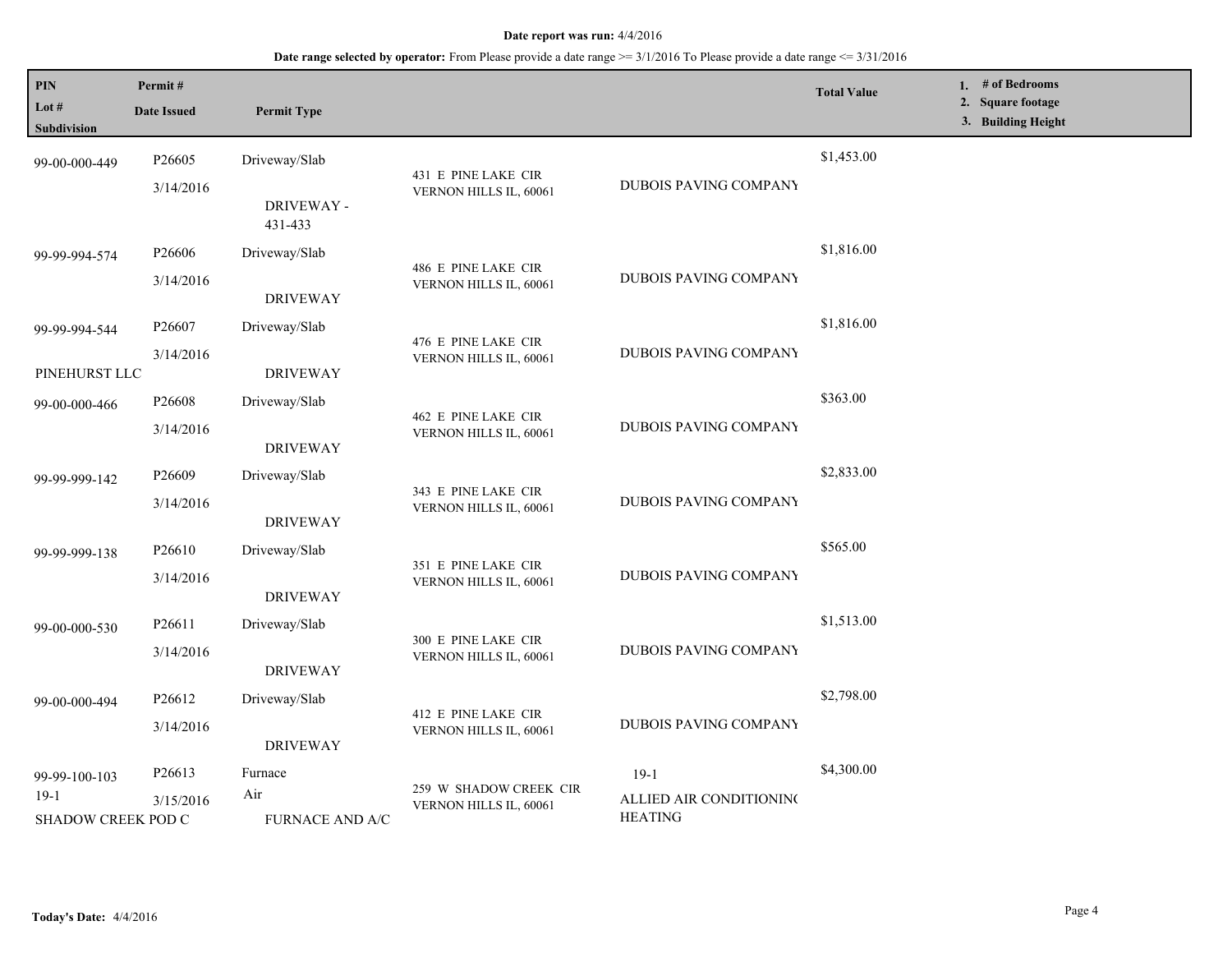**Date report was run:** 4/4/2016

**Date range selected by operator:** From Please provide a date range >= 3/1/2016 To Please provide a date range <= 3/31/2016

| PIN / Lot # / Subdivision | Permit # / Date Issued | Permit Type | Address | Contractor | Total Value | 1. # of Bedrooms 2. Square footage 3. Building Height |
|---|---|---|---|---|---|---|
| 99-00-000-449 | P26605<br>3/14/2016 | Driveway/Slab<br>DRIVEWAY - 431-433 | 431 E PINE LAKE CIR<br>VERNON HILLS IL, 60061 | DUBOIS PAVING COMPANY | $1,453.00 | |
| 99-99-994-574 | P26606<br>3/14/2016 | Driveway/Slab<br>DRIVEWAY | 486 E PINE LAKE CIR<br>VERNON HILLS IL, 60061 | DUBOIS PAVING COMPANY | $1,816.00 | |
| 99-99-994-544<br>PINEHURST LLC | P26607<br>3/14/2016 | Driveway/Slab<br>DRIVEWAY | 476 E PINE LAKE CIR<br>VERNON HILLS IL, 60061 | DUBOIS PAVING COMPANY | $1,816.00 | |
| 99-00-000-466 | P26608<br>3/14/2016 | Driveway/Slab<br>DRIVEWAY | 462 E PINE LAKE CIR<br>VERNON HILLS IL, 60061 | DUBOIS PAVING COMPANY | $363.00 | |
| 99-99-999-142 | P26609<br>3/14/2016 | Driveway/Slab<br>DRIVEWAY | 343 E PINE LAKE CIR<br>VERNON HILLS IL, 60061 | DUBOIS PAVING COMPANY | $2,833.00 | |
| 99-99-999-138 | P26610<br>3/14/2016 | Driveway/Slab<br>DRIVEWAY | 351 E PINE LAKE CIR<br>VERNON HILLS IL, 60061 | DUBOIS PAVING COMPANY | $565.00 | |
| 99-00-000-530 | P26611<br>3/14/2016 | Driveway/Slab<br>DRIVEWAY | 300 E PINE LAKE CIR<br>VERNON HILLS IL, 60061 | DUBOIS PAVING COMPANY | $1,513.00 | |
| 99-00-000-494 | P26612<br>3/14/2016 | Driveway/Slab<br>DRIVEWAY | 412 E PINE LAKE CIR<br>VERNON HILLS IL, 60061 | DUBOIS PAVING COMPANY | $2,798.00 | |
| 99-99-100-103<br>19-1<br>SHADOW CREEK POD C | P26613<br>3/15/2016 | Furnace<br>Air<br>FURNACE AND A/C | 259 W SHADOW CREEK CIR<br>VERNON HILLS IL, 60061 | 19-1<br>ALLIED AIR CONDITIONING HEATING | $4,300.00 | |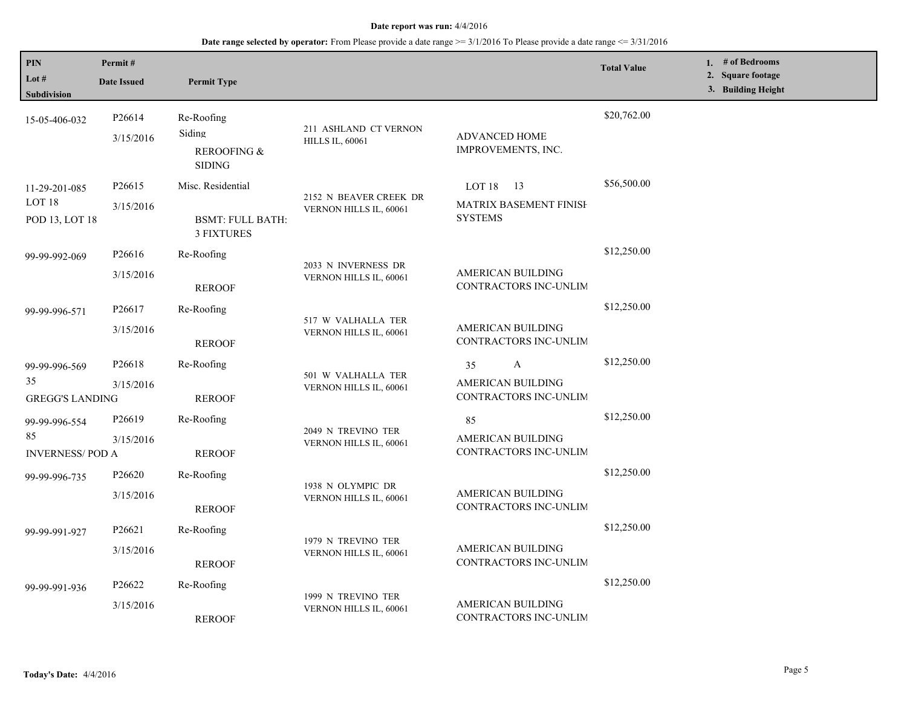**Date report was run:** 4/4/2016

**Date range selected by operator:** From Please provide a date range >= 3/1/2016 To Please provide a date range <= 3/31/2016

| PIN / Lot # / Subdivision | Permit # / Date Issued | Permit Type | | | Total Value | 1. # of Bedrooms 2. Square footage 3. Building Height |
|---|---|---|---|---|---|---|
| 15-05-406-032 | P26614 3/15/2016 | Re-Roofing Siding REROOFING & SIDING | 211 ASHLAND CT VERNON HILLS IL, 60061 | ADVANCED HOME IMPROVEMENTS, INC. | $20,762.00 | |
| 11-29-201-085 LOT 18 POD 13, LOT 18 | P26615 3/15/2016 | Misc. Residential BSMT: FULL BATH: 3 FIXTURES | 2152 N BEAVER CREEK DR VERNON HILLS IL, 60061 | LOT 18 13 MATRIX BASEMENT FINISH SYSTEMS | $56,500.00 | |
| 99-99-992-069 | P26616 3/15/2016 | Re-Roofing REROOF | 2033 N INVERNESS DR VERNON HILLS IL, 60061 | AMERICAN BUILDING CONTRACTORS INC-UNLIM | $12,250.00 | |
| 99-99-996-571 | P26617 3/15/2016 | Re-Roofing REROOF | 517 W VALHALLA TER VERNON HILLS IL, 60061 | AMERICAN BUILDING CONTRACTORS INC-UNLIM | $12,250.00 | |
| 99-99-996-569 35 GREGG'S LANDING | P26618 3/15/2016 | Re-Roofing REROOF | 501 W VALHALLA TER VERNON HILLS IL, 60061 | 35 A AMERICAN BUILDING CONTRACTORS INC-UNLIM | $12,250.00 | |
| 99-99-996-554 85 INVERNESS/ POD A | P26619 3/15/2016 | Re-Roofing REROOF | 2049 N TREVINO TER VERNON HILLS IL, 60061 | 85 AMERICAN BUILDING CONTRACTORS INC-UNLIM | $12,250.00 | |
| 99-99-996-735 | P26620 3/15/2016 | Re-Roofing REROOF | 1938 N OLYMPIC DR VERNON HILLS IL, 60061 | AMERICAN BUILDING CONTRACTORS INC-UNLIM | $12,250.00 | |
| 99-99-991-927 | P26621 3/15/2016 | Re-Roofing REROOF | 1979 N TREVINO TER VERNON HILLS IL, 60061 | AMERICAN BUILDING CONTRACTORS INC-UNLIM | $12,250.00 | |
| 99-99-991-936 | P26622 3/15/2016 | Re-Roofing REROOF | 1999 N TREVINO TER VERNON HILLS IL, 60061 | AMERICAN BUILDING CONTRACTORS INC-UNLIM | $12,250.00 | |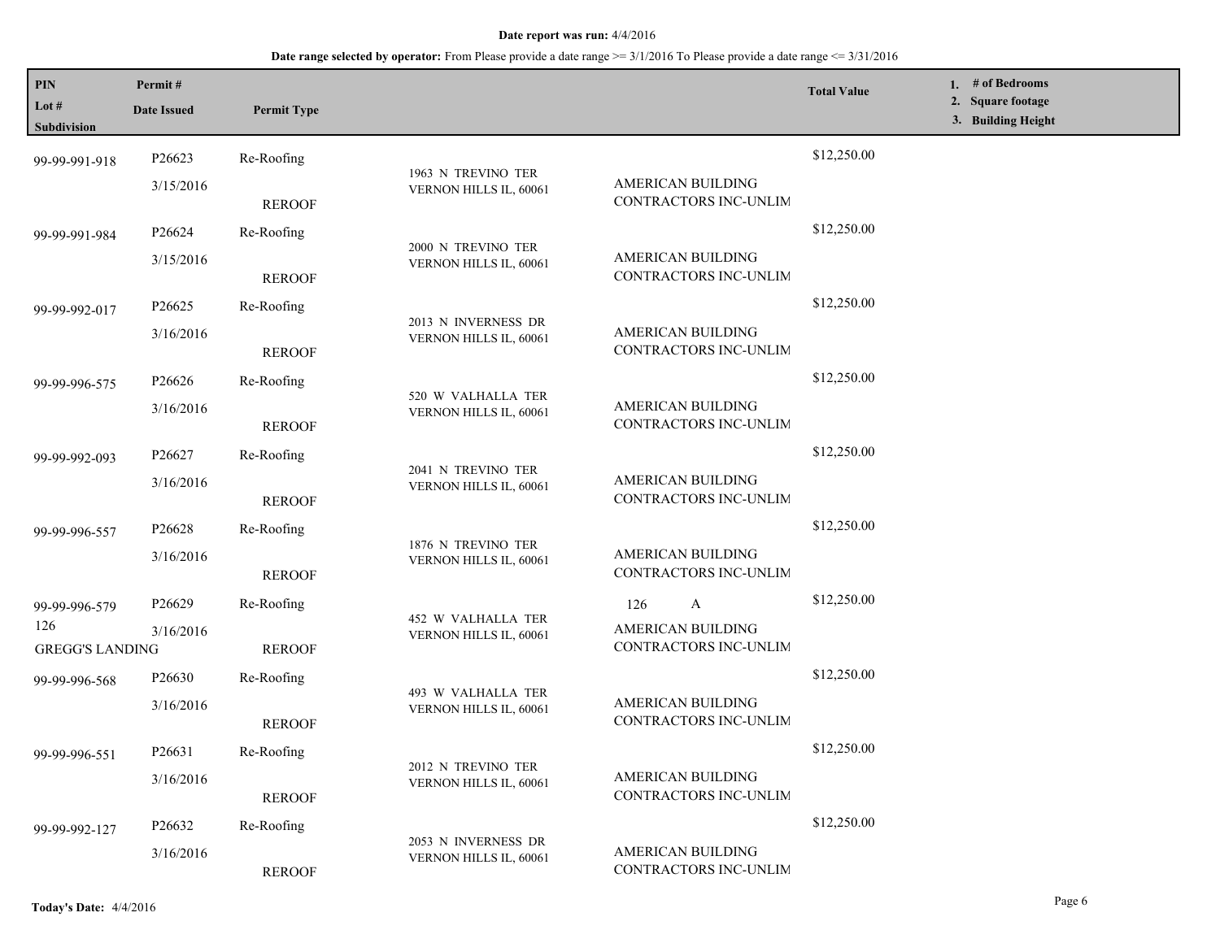**Date report was run:** 4/4/2016

**Date range selected by operator:** From Please provide a date range >= 3/1/2016 To Please provide a date range <= 3/31/2016

| PIN / Lot # / Subdivision | Permit # / Date Issued | Permit Type | | | Total Value | 1. # of Bedrooms 2. Square footage 3. Building Height |
|---|---|---|---|---|---|---|
| 99-99-991-918 | P26623 3/15/2016 | Re-Roofing REROOF | 1963 N TREVINO TER VERNON HILLS IL, 60061 | AMERICAN BUILDING CONTRACTORS INC-UNLIM | $12,250.00 | |
| 99-99-991-984 | P26624 3/15/2016 | Re-Roofing REROOF | 2000 N TREVINO TER VERNON HILLS IL, 60061 | AMERICAN BUILDING CONTRACTORS INC-UNLIM | $12,250.00 | |
| 99-99-992-017 | P26625 3/16/2016 | Re-Roofing REROOF | 2013 N INVERNESS DR VERNON HILLS IL, 60061 | AMERICAN BUILDING CONTRACTORS INC-UNLIM | $12,250.00 | |
| 99-99-996-575 | P26626 3/16/2016 | Re-Roofing REROOF | 520 W VALHALLA TER VERNON HILLS IL, 60061 | AMERICAN BUILDING CONTRACTORS INC-UNLIM | $12,250.00 | |
| 99-99-992-093 | P26627 3/16/2016 | Re-Roofing REROOF | 2041 N TREVINO TER VERNON HILLS IL, 60061 | AMERICAN BUILDING CONTRACTORS INC-UNLIM | $12,250.00 | |
| 99-99-996-557 | P26628 3/16/2016 | Re-Roofing REROOF | 1876 N TREVINO TER VERNON HILLS IL, 60061 | AMERICAN BUILDING CONTRACTORS INC-UNLIM | $12,250.00 | |
| 99-99-996-579 126 GREGG'S LANDING | P26629 3/16/2016 | Re-Roofing REROOF | 452 W VALHALLA TER VERNON HILLS IL, 60061 | 126 A AMERICAN BUILDING CONTRACTORS INC-UNLIM | $12,250.00 | |
| 99-99-996-568 | P26630 3/16/2016 | Re-Roofing REROOF | 493 W VALHALLA TER VERNON HILLS IL, 60061 | AMERICAN BUILDING CONTRACTORS INC-UNLIM | $12,250.00 | |
| 99-99-996-551 | P26631 3/16/2016 | Re-Roofing REROOF | 2012 N TREVINO TER VERNON HILLS IL, 60061 | AMERICAN BUILDING CONTRACTORS INC-UNLIM | $12,250.00 | |
| 99-99-992-127 | P26632 3/16/2016 | Re-Roofing REROOF | 2053 N INVERNESS DR VERNON HILLS IL, 60061 | AMERICAN BUILDING CONTRACTORS INC-UNLIM | $12,250.00 | |

**Today's Date:** 4/4/2016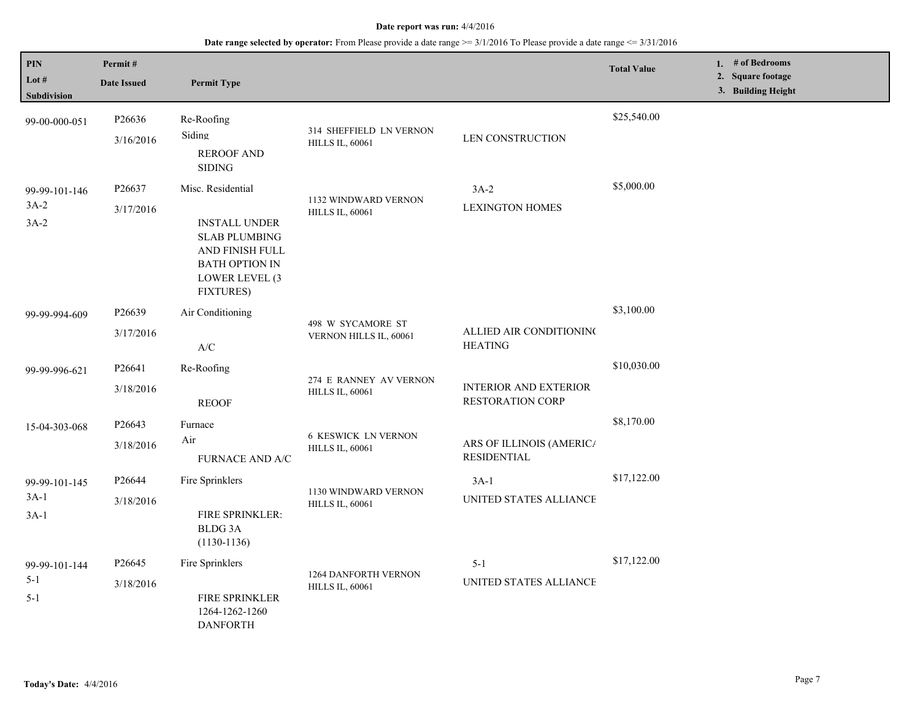**Date report was run:** 4/4/2016

**Date range selected by operator:** From Please provide a date range >= 3/1/2016 To Please provide a date range <= 3/31/2016

| PIN<br>Lot #<br>Subdivision | Permit #<br>Date Issued | Permit Type | | | Total Value | 1. # of Bedrooms<br>2. Square footage<br>3. Building Height |
|---|---|---|---|---|---|---|
| 99-00-000-051 | P26636<br>3/16/2016 | Re-Roofing<br>Siding<br>REROOF AND SIDING | 314 SHEFFIELD LN VERNON HILLS IL, 60061 | LEN CONSTRUCTION | $25,540.00 | |
| 99-99-101-146<br>3A-2<br>3A-2 | P26637<br>3/17/2016 | Misc. Residential<br>INSTALL UNDER SLAB PLUMBING AND FINISH FULL BATH OPTION IN LOWER LEVEL (3 FIXTURES) | 1132 WINDWARD VERNON HILLS IL, 60061 | 3A-2<br>LEXINGTON HOMES | $5,000.00 | |
| 99-99-994-609 | P26639<br>3/17/2016 | Air Conditioning<br>A/C | 498 W SYCAMORE ST VERNON HILLS IL, 60061 | ALLIED AIR CONDITIONING HEATING | $3,100.00 | |
| 99-99-996-621 | P26641<br>3/18/2016 | Re-Roofing<br>REOOF | 274 E RANNEY AV VERNON HILLS IL, 60061 | INTERIOR AND EXTERIOR RESTORATION CORP | $10,030.00 | |
| 15-04-303-068 | P26643<br>3/18/2016 | Furnace<br>Air<br>FURNACE AND A/C | 6 KESWICK LN VERNON HILLS IL, 60061 | ARS OF ILLINOIS (AMERICA RESIDENTIAL | $8,170.00 | |
| 99-99-101-145<br>3A-1<br>3A-1 | P26644<br>3/18/2016 | Fire Sprinklers<br>FIRE SPRINKLER: BLDG 3A (1130-1136) | 1130 WINDWARD VERNON HILLS IL, 60061 | 3A-1<br>UNITED STATES ALLIANCE | $17,122.00 | |
| 99-99-101-144<br>5-1<br>5-1 | P26645<br>3/18/2016 | Fire Sprinklers<br>FIRE SPRINKLER 1264-1262-1260 DANFORTH | 1264 DANFORTH VERNON HILLS IL, 60061 | 5-1<br>UNITED STATES ALLIANCE | $17,122.00 | |

**Today's Date:** 4/4/2016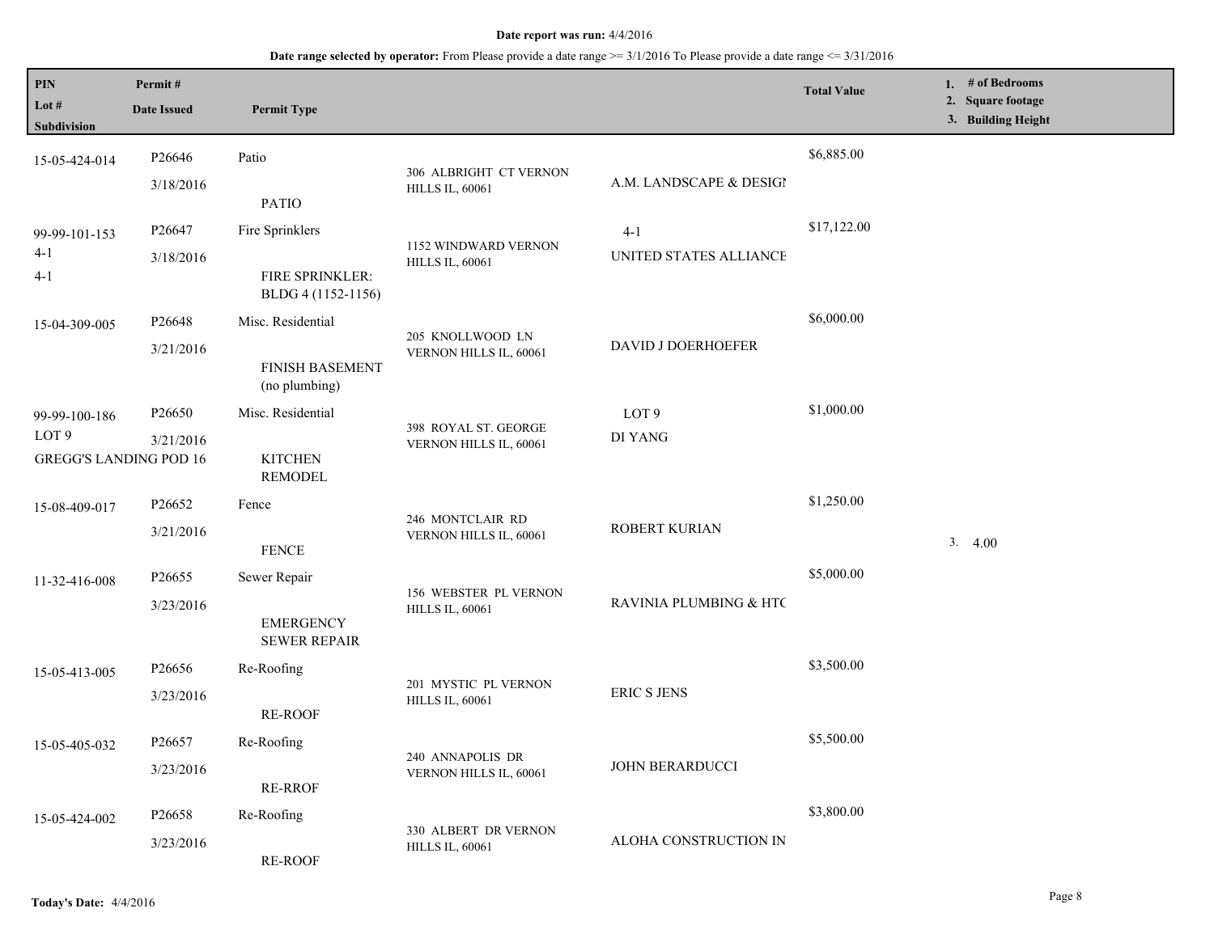**Date report was run:** 4/4/2016

**Date range selected by operator:** From Please provide a date range >= 3/1/2016 To Please provide a date range <= 3/31/2016

| PIN / Lot # / Subdivision | Permit # / Date Issued | Permit Type | | | Total Value | 1. # of Bedrooms 2. Square footage 3. Building Height |
|---|---|---|---|---|---|---|
| 15-05-424-014 | P26646<br>3/18/2016 | Patio<br>PATIO | 306 ALBRIGHT CT VERNON HILLS IL, 60061 | A.M. LANDSCAPE & DESIGN | $6,885.00 | |
| 99-99-101-153<br>4-1<br>4-1 | P26647<br>3/18/2016 | Fire Sprinklers<br>FIRE SPRINKLER: BLDG 4 (1152-1156) | 1152 WINDWARD VERNON HILLS IL, 60061 | 4-1<br>UNITED STATES ALLIANCE | $17,122.00 | |
| 15-04-309-005 | P26648<br>3/21/2016 | Misc. Residential<br>FINISH BASEMENT (no plumbing) | 205 KNOLLWOOD LN VERNON HILLS IL, 60061 | DAVID J DOERHOEFER | $6,000.00 | |
| 99-99-100-186<br>LOT 9<br>GREGG'S LANDING POD 16 | P26650<br>3/21/2016 | Misc. Residential<br>KITCHEN REMODEL | 398 ROYAL ST. GEORGE VERNON HILLS IL, 60061 | LOT 9<br>DI YANG | $1,000.00 | |
| 15-08-409-017 | P26652<br>3/21/2016 | Fence<br>FENCE | 246 MONTCLAIR RD VERNON HILLS IL, 60061 | ROBERT KURIAN | $1,250.00 | 3. 4.00 |
| 11-32-416-008 | P26655<br>3/23/2016 | Sewer Repair<br>EMERGENCY SEWER REPAIR | 156 WEBSTER PL VERNON HILLS IL, 60061 | RAVINIA PLUMBING & HTC | $5,000.00 | |
| 15-05-413-005 | P26656<br>3/23/2016 | Re-Roofing<br>RE-ROOF | 201 MYSTIC PL VERNON HILLS IL, 60061 | ERIC S JENS | $3,500.00 | |
| 15-05-405-032 | P26657<br>3/23/2016 | Re-Roofing<br>RE-RROF | 240 ANNAPOLIS DR VERNON HILLS IL, 60061 | JOHN BERARDUCCI | $5,500.00 | |
| 15-05-424-002 | P26658<br>3/23/2016 | Re-Roofing<br>RE-ROOF | 330 ALBERT DR VERNON HILLS IL, 60061 | ALOHA CONSTRUCTION IN | $3,800.00 | |

**Today's Date:** 4/4/2016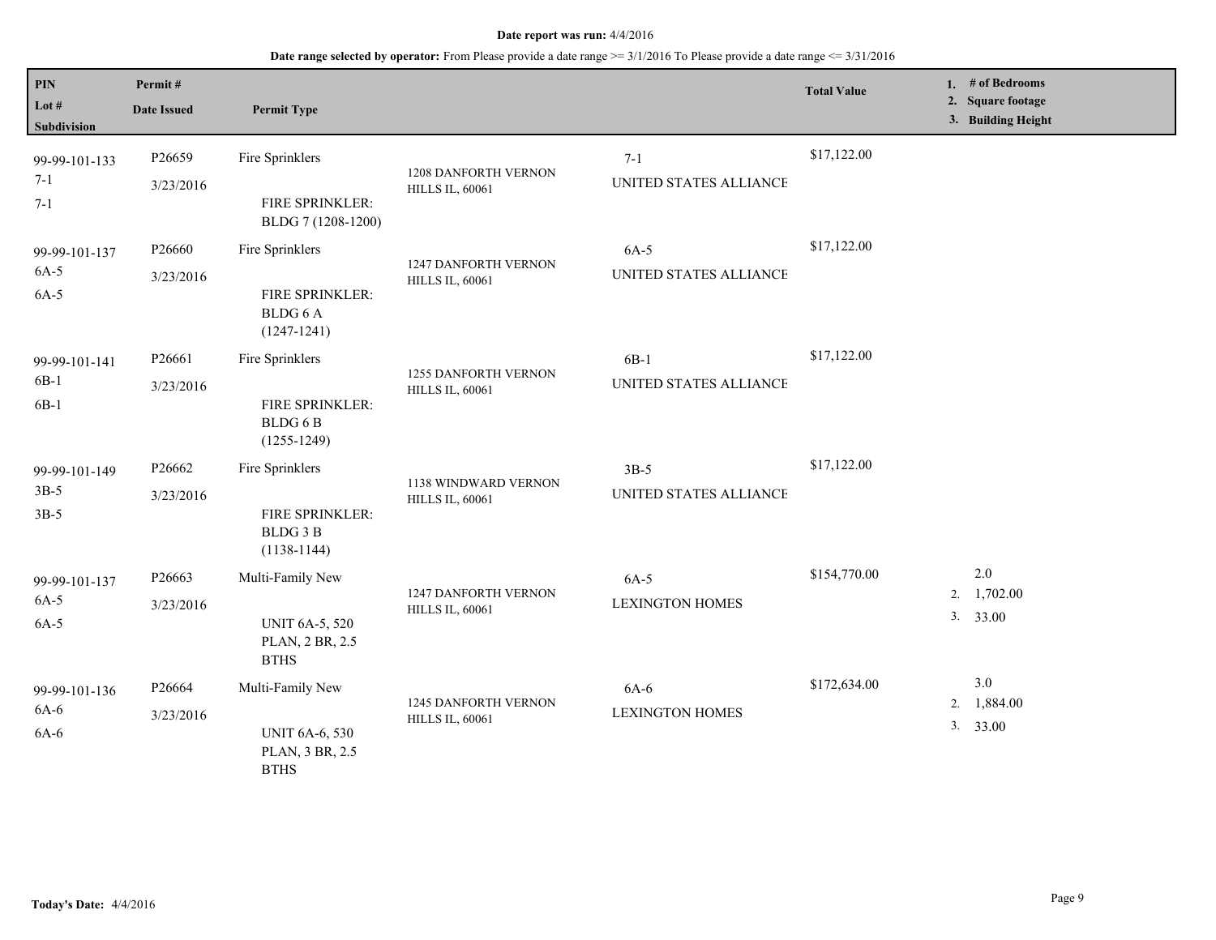**Date report was run:** 4/4/2016

**Date range selected by operator:** From Please provide a date range >= 3/1/2016 To Please provide a date range <= 3/31/2016

| PIN / Lot # / Subdivision | Permit # / Date Issued | Permit Type | | | Total Value | 1. # of Bedrooms 2. Square footage 3. Building Height |
|---|---|---|---|---|---|---|
| 99-99-101-133 7-1 7-1 | P26659 3/23/2016 | Fire Sprinklers FIRE SPRINKLER: BLDG 7 (1208-1200) | 1208 DANFORTH VERNON HILLS IL, 60061 | 7-1 UNITED STATES ALLIANCE | $17,122.00 | |
| 99-99-101-137 6A-5 6A-5 | P26660 3/23/2016 | Fire Sprinklers FIRE SPRINKLER: BLDG 6 A (1247-1241) | 1247 DANFORTH VERNON HILLS IL, 60061 | 6A-5 UNITED STATES ALLIANCE | $17,122.00 | |
| 99-99-101-141 6B-1 6B-1 | P26661 3/23/2016 | Fire Sprinklers FIRE SPRINKLER: BLDG 6 B (1255-1249) | 1255 DANFORTH VERNON HILLS IL, 60061 | 6B-1 UNITED STATES ALLIANCE | $17,122.00 | |
| 99-99-101-149 3B-5 3B-5 | P26662 3/23/2016 | Fire Sprinklers FIRE SPRINKLER: BLDG 3 B (1138-1144) | 1138 WINDWARD VERNON HILLS IL, 60061 | 3B-5 UNITED STATES ALLIANCE | $17,122.00 | |
| 99-99-101-137 6A-5 6A-5 | P26663 3/23/2016 | Multi-Family New UNIT 6A-5, 520 PLAN, 2 BR, 2.5 BTHS | 1247 DANFORTH VERNON HILLS IL, 60061 | 6A-5 LEXINGTON HOMES | $154,770.00 | 2.0 2. 1,702.00 3. 33.00 |
| 99-99-101-136 6A-6 6A-6 | P26664 3/23/2016 | Multi-Family New UNIT 6A-6, 530 PLAN, 3 BR, 2.5 BTHS | 1245 DANFORTH VERNON HILLS IL, 60061 | 6A-6 LEXINGTON HOMES | $172,634.00 | 3.0 2. 1,884.00 3. 33.00 |

**Today's Date:** 4/4/2016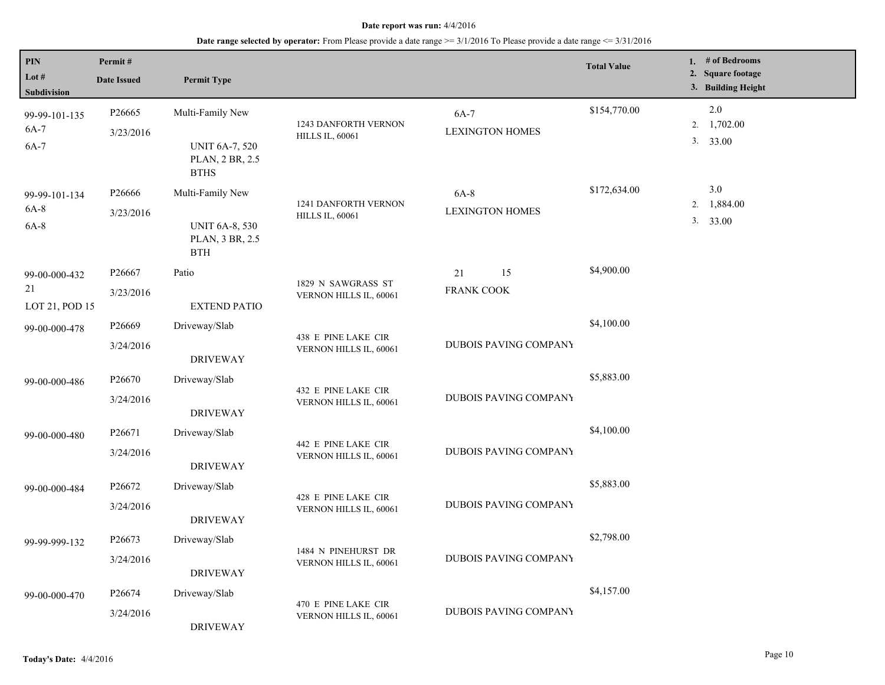**Date report was run:** 4/4/2016

**Date range selected by operator:** From Please provide a date range >= 3/1/2016 To Please provide a date range <= 3/31/2016

| PIN / Lot # / Subdivision | Permit # / Date Issued | Permit Type | | | Total Value | 1. # of Bedrooms 2. Square footage 3. Building Height |
|---|---|---|---|---|---|---|
| 99-99-101-135<br>6A-7<br>6A-7 | P26665<br>3/23/2016 | Multi-Family New<br>UNIT 6A-7, 520 PLAN, 2 BR, 2.5 BTHS | 1243 DANFORTH VERNON HILLS IL, 60061 | 6A-7<br>LEXINGTON HOMES | $154,770.00 | 2.0<br>2. 1,702.00<br>3. 33.00 |
| 99-99-101-134<br>6A-8<br>6A-8 | P26666<br>3/23/2016 | Multi-Family New<br>UNIT 6A-8, 530 PLAN, 3 BR, 2.5 BTH | 1241 DANFORTH VERNON HILLS IL, 60061 | 6A-8<br>LEXINGTON HOMES | $172,634.00 | 3.0<br>2. 1,884.00<br>3. 33.00 |
| 99-00-000-432<br>21<br>LOT 21, POD 15 | P26667<br>3/23/2016 | Patio<br>EXTEND PATIO | 1829 N SAWGRASS ST VERNON HILLS IL, 60061 | 21 15<br>FRANK COOK | $4,900.00 | |
| 99-00-000-478 | P26669<br>3/24/2016 | Driveway/Slab<br>DRIVEWAY | 438 E PINE LAKE CIR VERNON HILLS IL, 60061 | DUBOIS PAVING COMPANY | $4,100.00 | |
| 99-00-000-486 | P26670<br>3/24/2016 | Driveway/Slab<br>DRIVEWAY | 432 E PINE LAKE CIR VERNON HILLS IL, 60061 | DUBOIS PAVING COMPANY | $5,883.00 | |
| 99-00-000-480 | P26671<br>3/24/2016 | Driveway/Slab<br>DRIVEWAY | 442 E PINE LAKE CIR VERNON HILLS IL, 60061 | DUBOIS PAVING COMPANY | $4,100.00 | |
| 99-00-000-484 | P26672<br>3/24/2016 | Driveway/Slab<br>DRIVEWAY | 428 E PINE LAKE CIR VERNON HILLS IL, 60061 | DUBOIS PAVING COMPANY | $5,883.00 | |
| 99-99-999-132 | P26673<br>3/24/2016 | Driveway/Slab<br>DRIVEWAY | 1484 N PINEHURST DR VERNON HILLS IL, 60061 | DUBOIS PAVING COMPANY | $2,798.00 | |
| 99-00-000-470 | P26674<br>3/24/2016 | Driveway/Slab<br>DRIVEWAY | 470 E PINE LAKE CIR VERNON HILLS IL, 60061 | DUBOIS PAVING COMPANY | $4,157.00 | |

**Today's Date:** 4/4/2016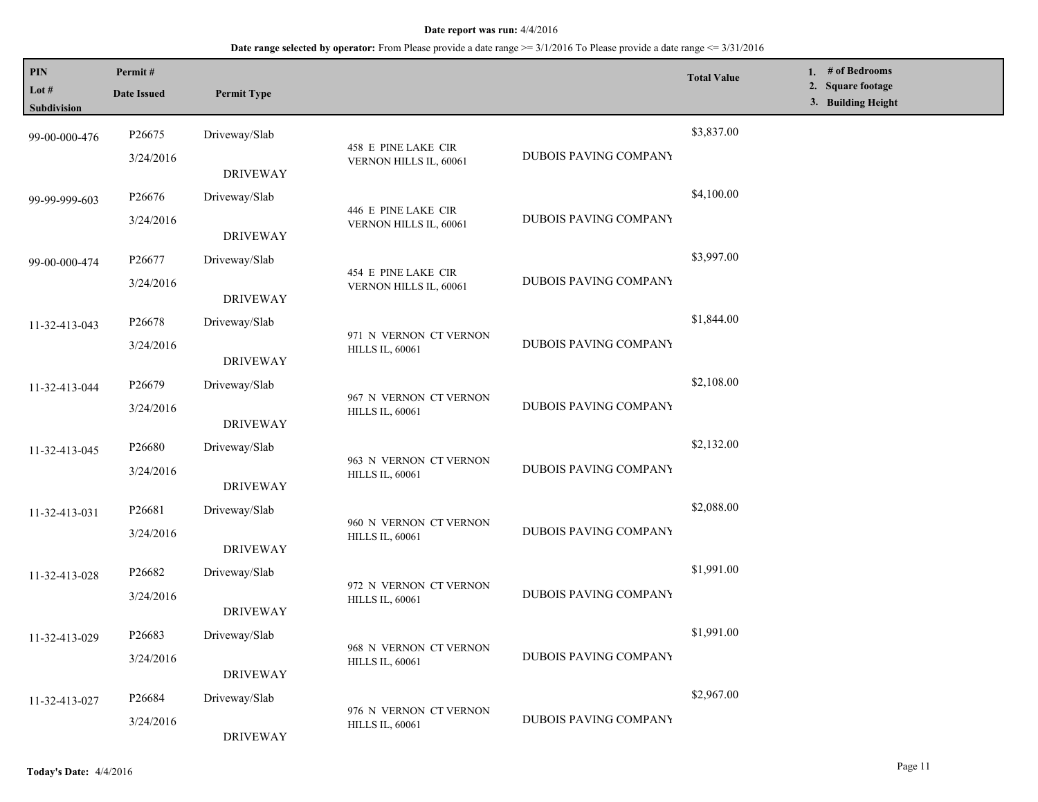**Date report was run:** 4/4/2016

**Date range selected by operator:** From Please provide a date range >= 3/1/2016 To Please provide a date range <= 3/31/2016

| PIN<br>Lot #<br>Subdivision | Permit #<br>Date Issued | Permit Type | | | Total Value | 1. # of Bedrooms<br>2. Square footage<br>3. Building Height |
|---|---|---|---|---|---|---|
| 99-00-000-476 | P26675<br>3/24/2016 | Driveway/Slab<br>DRIVEWAY | 458 E PINE LAKE CIR VERNON HILLS IL, 60061 | DUBOIS PAVING COMPANY | $3,837.00 | |
| 99-99-999-603 | P26676<br>3/24/2016 | Driveway/Slab<br>DRIVEWAY | 446 E PINE LAKE CIR VERNON HILLS IL, 60061 | DUBOIS PAVING COMPANY | $4,100.00 | |
| 99-00-000-474 | P26677<br>3/24/2016 | Driveway/Slab<br>DRIVEWAY | 454 E PINE LAKE CIR VERNON HILLS IL, 60061 | DUBOIS PAVING COMPANY | $3,997.00 | |
| 11-32-413-043 | P26678<br>3/24/2016 | Driveway/Slab<br>DRIVEWAY | 971 N VERNON CT VERNON HILLS IL, 60061 | DUBOIS PAVING COMPANY | $1,844.00 | |
| 11-32-413-044 | P26679<br>3/24/2016 | Driveway/Slab<br>DRIVEWAY | 967 N VERNON CT VERNON HILLS IL, 60061 | DUBOIS PAVING COMPANY | $2,108.00 | |
| 11-32-413-045 | P26680<br>3/24/2016 | Driveway/Slab<br>DRIVEWAY | 963 N VERNON CT VERNON HILLS IL, 60061 | DUBOIS PAVING COMPANY | $2,132.00 | |
| 11-32-413-031 | P26681<br>3/24/2016 | Driveway/Slab<br>DRIVEWAY | 960 N VERNON CT VERNON HILLS IL, 60061 | DUBOIS PAVING COMPANY | $2,088.00 | |
| 11-32-413-028 | P26682<br>3/24/2016 | Driveway/Slab<br>DRIVEWAY | 972 N VERNON CT VERNON HILLS IL, 60061 | DUBOIS PAVING COMPANY | $1,991.00 | |
| 11-32-413-029 | P26683<br>3/24/2016 | Driveway/Slab<br>DRIVEWAY | 968 N VERNON CT VERNON HILLS IL, 60061 | DUBOIS PAVING COMPANY | $1,991.00 | |
| 11-32-413-027 | P26684<br>3/24/2016 | Driveway/Slab<br>DRIVEWAY | 976 N VERNON CT VERNON HILLS IL, 60061 | DUBOIS PAVING COMPANY | $2,967.00 | |

**Today's Date:** 4/4/2016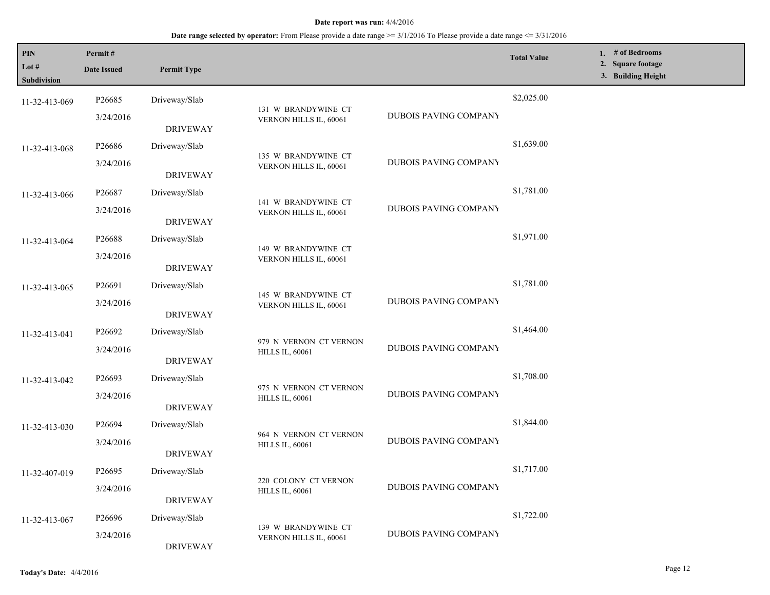**Date report was run:** 4/4/2016

**Date range selected by operator:** From Please provide a date range >= 3/1/2016 To Please provide a date range <= 3/31/2016

| PIN / Lot # / Subdivision | Permit # / Date Issued | Permit Type | | | Total Value | 1. # of Bedrooms 2. Square footage 3. Building Height |
|---|---|---|---|---|---|---|
| 11-32-413-069 | P26685 3/24/2016 | Driveway/Slab DRIVEWAY | 131 W BRANDYWINE CT VERNON HILLS IL, 60061 | DUBOIS PAVING COMPANY | $2,025.00 | |
| 11-32-413-068 | P26686 3/24/2016 | Driveway/Slab DRIVEWAY | 135 W BRANDYWINE CT VERNON HILLS IL, 60061 | DUBOIS PAVING COMPANY | $1,639.00 | |
| 11-32-413-066 | P26687 3/24/2016 | Driveway/Slab DRIVEWAY | 141 W BRANDYWINE CT VERNON HILLS IL, 60061 | DUBOIS PAVING COMPANY | $1,781.00 | |
| 11-32-413-064 | P26688 3/24/2016 | Driveway/Slab DRIVEWAY | 149 W BRANDYWINE CT VERNON HILLS IL, 60061 | | $1,971.00 | |
| 11-32-413-065 | P26691 3/24/2016 | Driveway/Slab DRIVEWAY | 145 W BRANDYWINE CT VERNON HILLS IL, 60061 | DUBOIS PAVING COMPANY | $1,781.00 | |
| 11-32-413-041 | P26692 3/24/2016 | Driveway/Slab DRIVEWAY | 979 N VERNON CT VERNON HILLS IL, 60061 | DUBOIS PAVING COMPANY | $1,464.00 | |
| 11-32-413-042 | P26693 3/24/2016 | Driveway/Slab DRIVEWAY | 975 N VERNON CT VERNON HILLS IL, 60061 | DUBOIS PAVING COMPANY | $1,708.00 | |
| 11-32-413-030 | P26694 3/24/2016 | Driveway/Slab DRIVEWAY | 964 N VERNON CT VERNON HILLS IL, 60061 | DUBOIS PAVING COMPANY | $1,844.00 | |
| 11-32-407-019 | P26695 3/24/2016 | Driveway/Slab DRIVEWAY | 220 COLONY CT VERNON HILLS IL, 60061 | DUBOIS PAVING COMPANY | $1,717.00 | |
| 11-32-413-067 | P26696 3/24/2016 | Driveway/Slab DRIVEWAY | 139 W BRANDYWINE CT VERNON HILLS IL, 60061 | DUBOIS PAVING COMPANY | $1,722.00 | |

**Today's Date:** 4/4/2016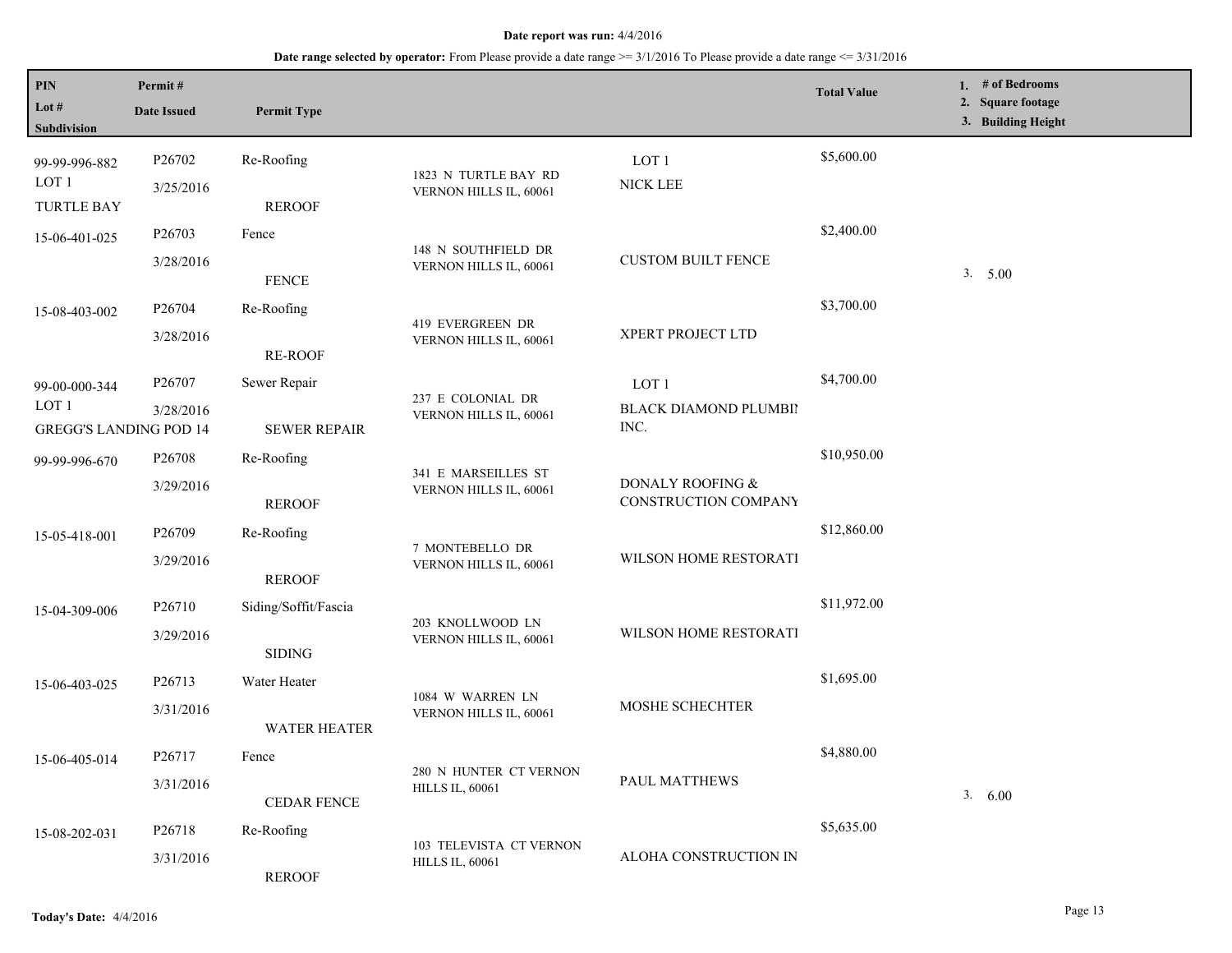**Date report was run:** 4/4/2016

**Date range selected by operator:** From Please provide a date range >= 3/1/2016 To Please provide a date range <= 3/31/2016

| PIN<br>Lot #<br>Subdivision | Permit #<br>Date Issued | Permit Type | | | Total Value | 1. # of Bedrooms<br>2. Square footage<br>3. Building Height |
|---|---|---|---|---|---|---|
| 99-99-996-882<br>LOT 1<br>TURTLE BAY | P26702<br>3/25/2016 | Re-Roofing<br>REROOF | 1823 N TURTLE BAY RD<br>VERNON HILLS IL, 60061 | LOT 1<br>NICK LEE | $5,600.00 | |
| 15-06-401-025 | P26703<br>3/28/2016 | Fence<br>FENCE | 148 N SOUTHFIELD DR<br>VERNON HILLS IL, 60061 | CUSTOM BUILT FENCE | $2,400.00 | 3. 5.00 |
| 15-08-403-002 | P26704<br>3/28/2016 | Re-Roofing<br>RE-ROOF | 419 EVERGREEN DR<br>VERNON HILLS IL, 60061 | XPERT PROJECT LTD | $3,700.00 | |
| 99-00-000-344<br>LOT 1<br>GREGG'S LANDING POD 14 | P26707<br>3/28/2016 | Sewer Repair<br>SEWER REPAIR | 237 E COLONIAL DR<br>VERNON HILLS IL, 60061 | LOT 1<br>BLACK DIAMOND PLUMBIN INC. | $4,700.00 | |
| 99-99-996-670 | P26708<br>3/29/2016 | Re-Roofing<br>REROOF | 341 E MARSEILLES ST<br>VERNON HILLS IL, 60061 | DONALY ROOFING & CONSTRUCTION COMPANY | $10,950.00 | |
| 15-05-418-001 | P26709<br>3/29/2016 | Re-Roofing<br>REROOF | 7 MONTEBELLO DR<br>VERNON HILLS IL, 60061 | WILSON HOME RESTORATI | $12,860.00 | |
| 15-04-309-006 | P26710<br>3/29/2016 | Siding/Soffit/Fascia<br>SIDING | 203 KNOLLWOOD LN<br>VERNON HILLS IL, 60061 | WILSON HOME RESTORATI | $11,972.00 | |
| 15-06-403-025 | P26713<br>3/31/2016 | Water Heater<br>WATER HEATER | 1084 W WARREN LN<br>VERNON HILLS IL, 60061 | MOSHE SCHECHTER | $1,695.00 | |
| 15-06-405-014 | P26717<br>3/31/2016 | Fence<br>CEDAR FENCE | 280 N HUNTER CT VERNON HILLS IL, 60061 | PAUL MATTHEWS | $4,880.00 | 3. 6.00 |
| 15-08-202-031 | P26718<br>3/31/2016 | Re-Roofing<br>REROOF | 103 TELEVISTA CT VERNON HILLS IL, 60061 | ALOHA CONSTRUCTION IN | $5,635.00 | |

**Today's Date:** 4/4/2016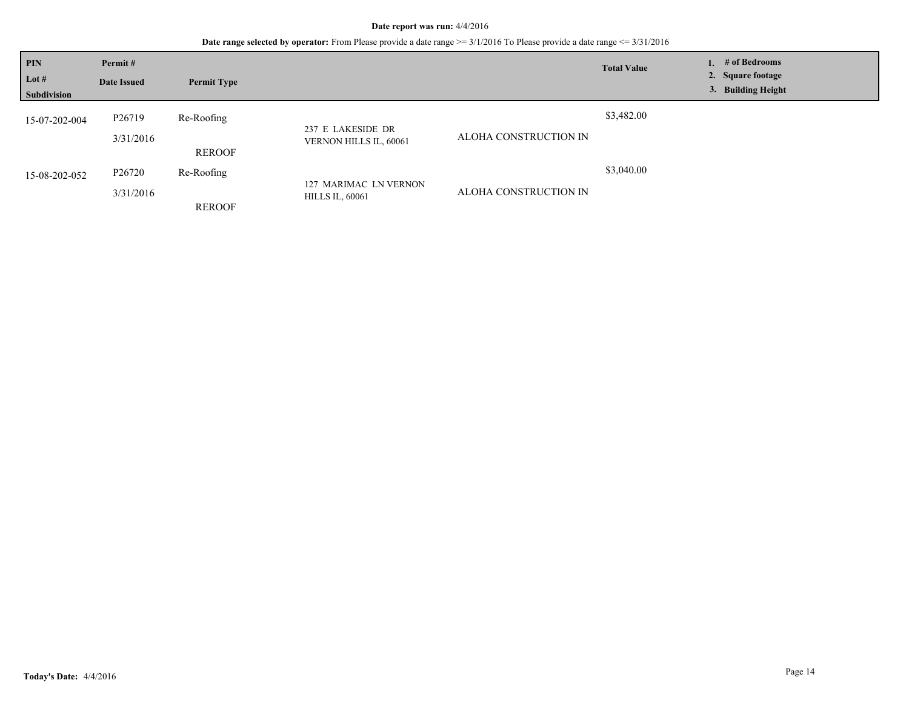**Date report was run:** 4/4/2016

**Date range selected by operator:** From Please provide a date range >= 3/1/2016 To Please provide a date range <= 3/31/2016

| PIN<br>Lot #<br>Subdivision | Permit #<br>Date Issued | Permit Type | | | Total Value | 1. # of Bedrooms<br>2. Square footage<br>3. Building Height |
|---|---|---|---|---|---|---|
| 15-07-202-004 | P26719<br>3/31/2016 | Re-Roofing<br>REROOF | 237 E LAKESIDE DR<br>VERNON HILLS IL, 60061 | ALOHA CONSTRUCTION IN | $3,482.00 | |
| 15-08-202-052 | P26720<br>3/31/2016 | Re-Roofing<br>REROOF | 127 MARIMAC LN VERNON<br>HILLS IL, 60061 | ALOHA CONSTRUCTION IN | $3,040.00 | |

**Today's Date:** 4/4/2016